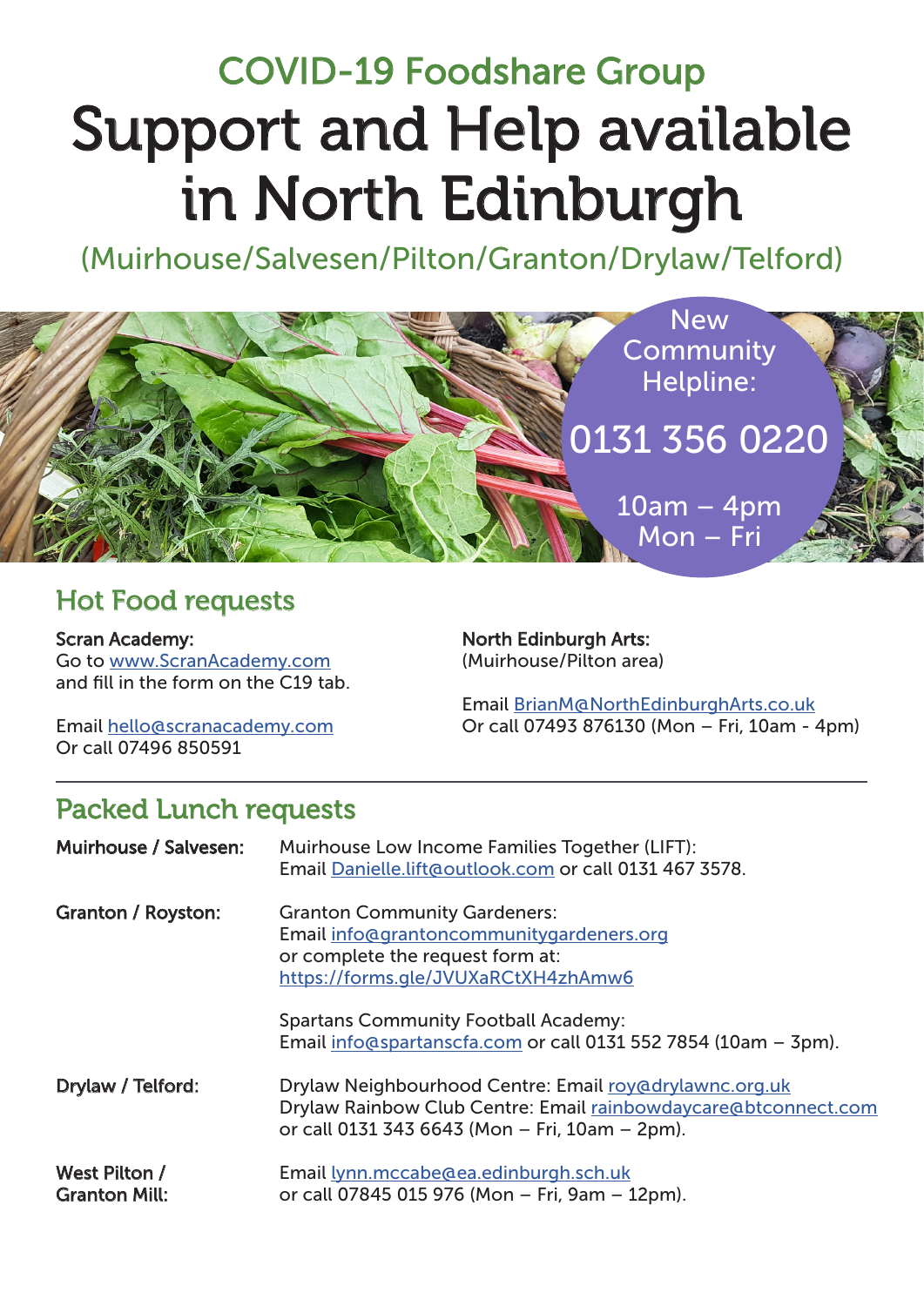## COVID-19 Foodshare Group

# Support and Help available in North Edinburgh

(Muirhouse/Salvesen/Pilton/Granton/Drylaw/Telford)

New Community Helpline:

**0131 356 0220**

10am – 4pm
Mon – Fri

## Hot Food requests

**Scran Academy:**
Go to www.ScranAcademy.com and fill in the form on the C19 tab.

Email hello@scranacademy.com
Or call 07496 850591

**North Edinburgh Arts:**
(Muirhouse/Pilton area)

Email BrianM@NorthEdinburghArts.co.uk
Or call 07493 876130 (Mon – Fri, 10am - 4pm)

## Packed Lunch requests

**Muirhouse / Salvesen:**
Muirhouse Low Income Families Together (LIFT):
Email Danielle.lift@outlook.com or call 0131 467 3578.

**Granton / Royston:**
Granton Community Gardeners:
Email info@grantoncommunitygardeners.org
or complete the request form at:
https://forms.gle/JVUXaRCtXH4zhAmw6

Spartans Community Football Academy:
Email info@spartanscfa.com or call 0131 552 7854 (10am – 3pm).

**Drylaw / Telford:**
Drylaw Neighbourhood Centre: Email roy@drylawnc.org.uk
Drylaw Rainbow Club Centre: Email rainbowdaycare@btconnect.com
or call 0131 343 6643 (Mon – Fri, 10am – 2pm).

**West Pilton / Granton Mill:**
Email lynn.mccabe@ea.edinburgh.sch.uk
or call 07845 015 976 (Mon – Fri, 9am – 12pm).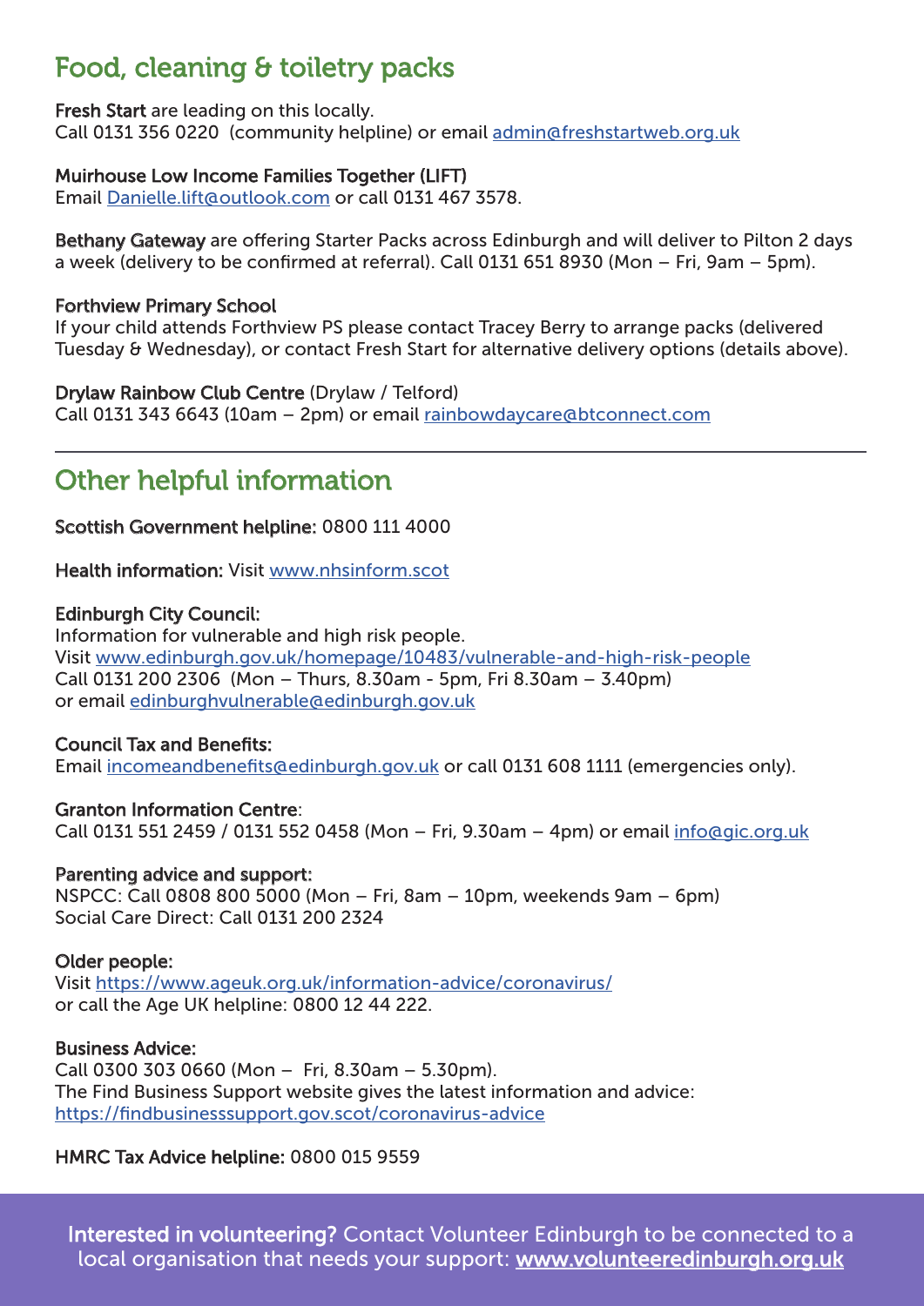## Food, cleaning & toiletry packs

**Fresh Start** are leading on this locally.
Call 0131 356 0220 (community helpline) or email admin@freshstartweb.org.uk

**Muirhouse Low Income Families Together (LIFT)**
Email Danielle.lift@outlook.com or call 0131 467 3578.

**Bethany Gateway** are offering Starter Packs across Edinburgh and will deliver to Pilton 2 days a week (delivery to be confirmed at referral). Call 0131 651 8930 (Mon – Fri, 9am – 5pm).

**Forthview Primary School**
If your child attends Forthview PS please contact Tracey Berry to arrange packs (delivered Tuesday & Wednesday), or contact Fresh Start for alternative delivery options (details above).

**Drylaw Rainbow Club Centre** (Drylaw / Telford)
Call 0131 343 6643 (10am – 2pm) or email rainbowdaycare@btconnect.com

---

## Other helpful information

**Scottish Government helpline:** 0800 111 4000

**Health information:** Visit www.nhsinform.scot

**Edinburgh City Council:**
Information for vulnerable and high risk people.
Visit www.edinburgh.gov.uk/homepage/10483/vulnerable-and-high-risk-people
Call 0131 200 2306 (Mon – Thurs, 8.30am - 5pm, Fri 8.30am – 3.40pm)
or email edinburghvulnerable@edinburgh.gov.uk

**Council Tax and Benefits:**
Email incomeandbenefits@edinburgh.gov.uk or call 0131 608 1111 (emergencies only).

**Granton Information Centre**:
Call 0131 551 2459 / 0131 552 0458 (Mon – Fri, 9.30am – 4pm) or email info@gic.org.uk

**Parenting advice and support:**
NSPCC: Call 0808 800 5000 (Mon – Fri, 8am – 10pm, weekends 9am – 6pm)
Social Care Direct: Call 0131 200 2324

**Older people:**
Visit https://www.ageuk.org.uk/information-advice/coronavirus/
or call the Age UK helpline: 0800 12 44 222.

**Business Advice:**
Call 0300 303 0660 (Mon – Fri, 8.30am – 5.30pm).
The Find Business Support website gives the latest information and advice:
https://findbusinesssupport.gov.scot/coronavirus-advice

**HMRC Tax Advice helpline:** 0800 015 9559

**Interested in volunteering?** Contact Volunteer Edinburgh to be connected to a local organisation that needs your support: **www.volunteeredinburgh.org.uk**